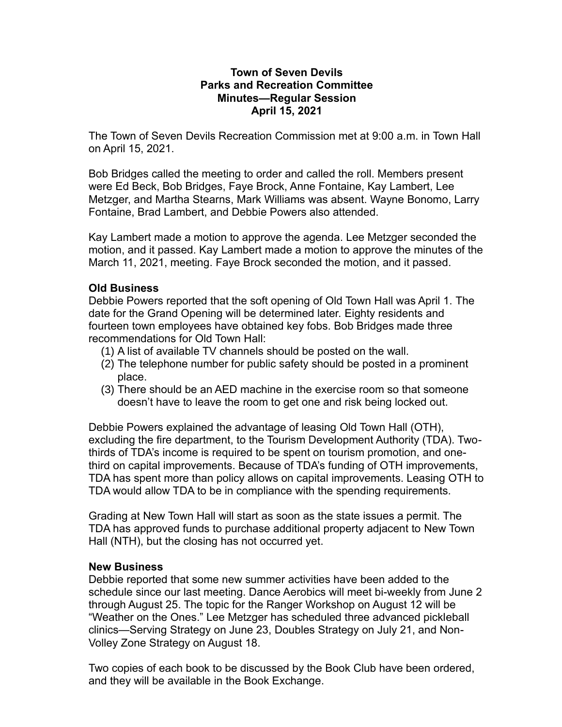**Town of Seven Devils**
**Parks and Recreation Committee**
**Minutes—Regular Session**
**April 15, 2021**

The Town of Seven Devils Recreation Commission met at 9:00 a.m. in Town Hall on April 15, 2021.

Bob Bridges called the meeting to order and called the roll. Members present were Ed Beck, Bob Bridges, Faye Brock, Anne Fontaine, Kay Lambert, Lee Metzger, and Martha Stearns, Mark Williams was absent. Wayne Bonomo, Larry Fontaine, Brad Lambert, and Debbie Powers also attended.

Kay Lambert made a motion to approve the agenda. Lee Metzger seconded the motion, and it passed. Kay Lambert made a motion to approve the minutes of the March 11, 2021, meeting. Faye Brock seconded the motion, and it passed.

**Old Business**

Debbie Powers reported that the soft opening of Old Town Hall was April 1. The date for the Grand Opening will be determined later. Eighty residents and fourteen town employees have obtained key fobs. Bob Bridges made three recommendations for Old Town Hall:

(1) A list of available TV channels should be posted on the wall.
(2) The telephone number for public safety should be posted in a prominent place.
(3) There should be an AED machine in the exercise room so that someone doesn't have to leave the room to get one and risk being locked out.

Debbie Powers explained the advantage of leasing Old Town Hall (OTH), excluding the fire department, to the Tourism Development Authority (TDA). Two-thirds of TDA's income is required to be spent on tourism promotion, and one-third on capital improvements. Because of TDA's funding of OTH improvements, TDA has spent more than policy allows on capital improvements. Leasing OTH to TDA would allow TDA to be in compliance with the spending requirements.

Grading at New Town Hall will start as soon as the state issues a permit. The TDA has approved funds to purchase additional property adjacent to New Town Hall (NTH), but the closing has not occurred yet.

**New Business**

Debbie reported that some new summer activities have been added to the schedule since our last meeting. Dance Aerobics will meet bi-weekly from June 2 through August 25. The topic for the Ranger Workshop on August 12 will be "Weather on the Ones." Lee Metzger has scheduled three advanced pickleball clinics—Serving Strategy on June 23, Doubles Strategy on July 21, and Non-Volley Zone Strategy on August 18.

Two copies of each book to be discussed by the Book Club have been ordered, and they will be available in the Book Exchange.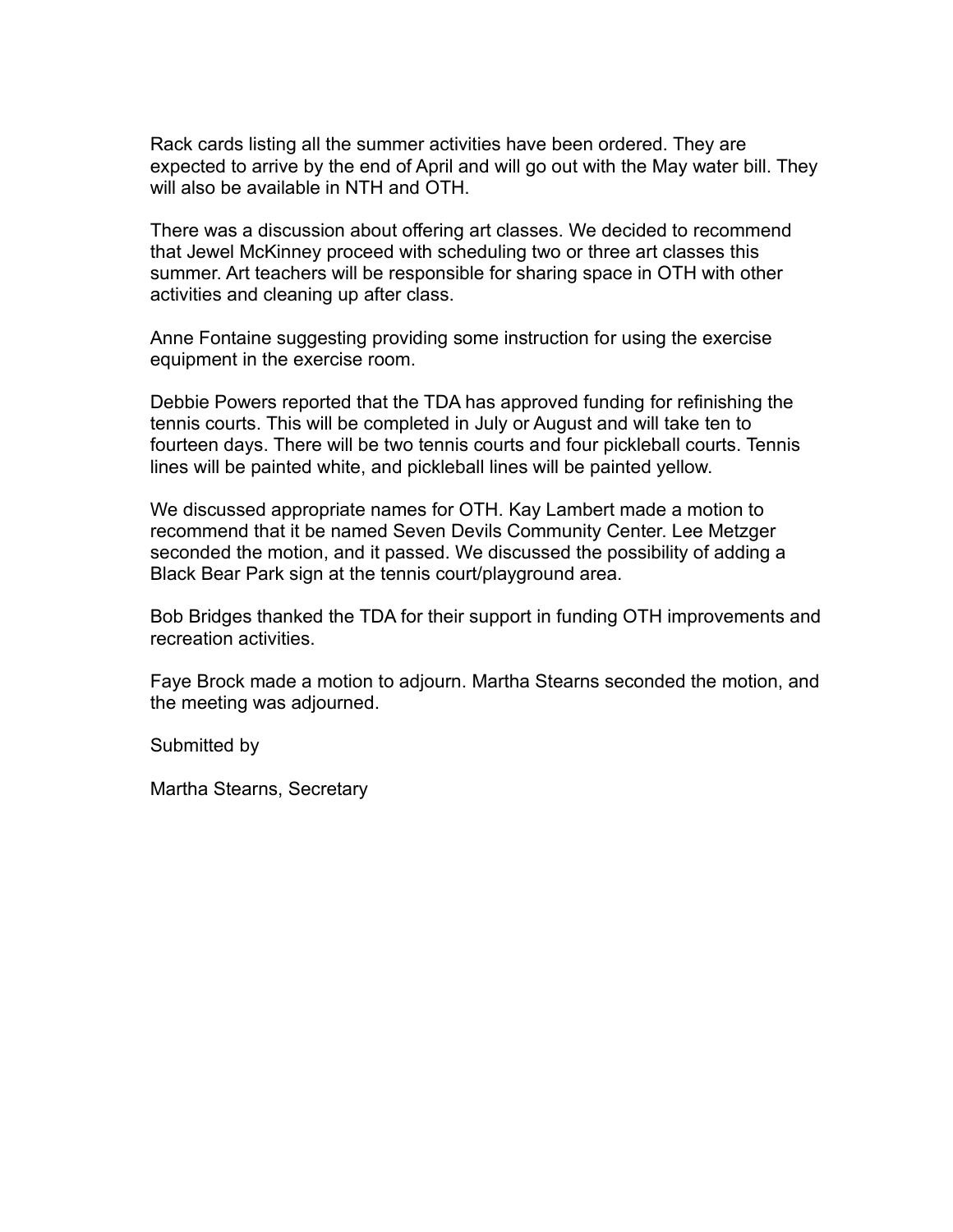Rack cards listing all the summer activities have been ordered. They are expected to arrive by the end of April and will go out with the May water bill. They will also be available in NTH and OTH.

There was a discussion about offering art classes. We decided to recommend that Jewel McKinney proceed with scheduling two or three art classes this summer. Art teachers will be responsible for sharing space in OTH with other activities and cleaning up after class.

Anne Fontaine suggesting providing some instruction for using the exercise equipment in the exercise room.

Debbie Powers reported that the TDA has approved funding for refinishing the tennis courts. This will be completed in July or August and will take ten to fourteen days. There will be two tennis courts and four pickleball courts. Tennis lines will be painted white, and pickleball lines will be painted yellow.

We discussed appropriate names for OTH. Kay Lambert made a motion to recommend that it be named Seven Devils Community Center. Lee Metzger seconded the motion, and it passed. We discussed the possibility of adding a Black Bear Park sign at the tennis court/playground area.

Bob Bridges thanked the TDA for their support in funding OTH improvements and recreation activities.

Faye Brock made a motion to adjourn. Martha Stearns seconded the motion, and the meeting was adjourned.

Submitted by

Martha Stearns, Secretary